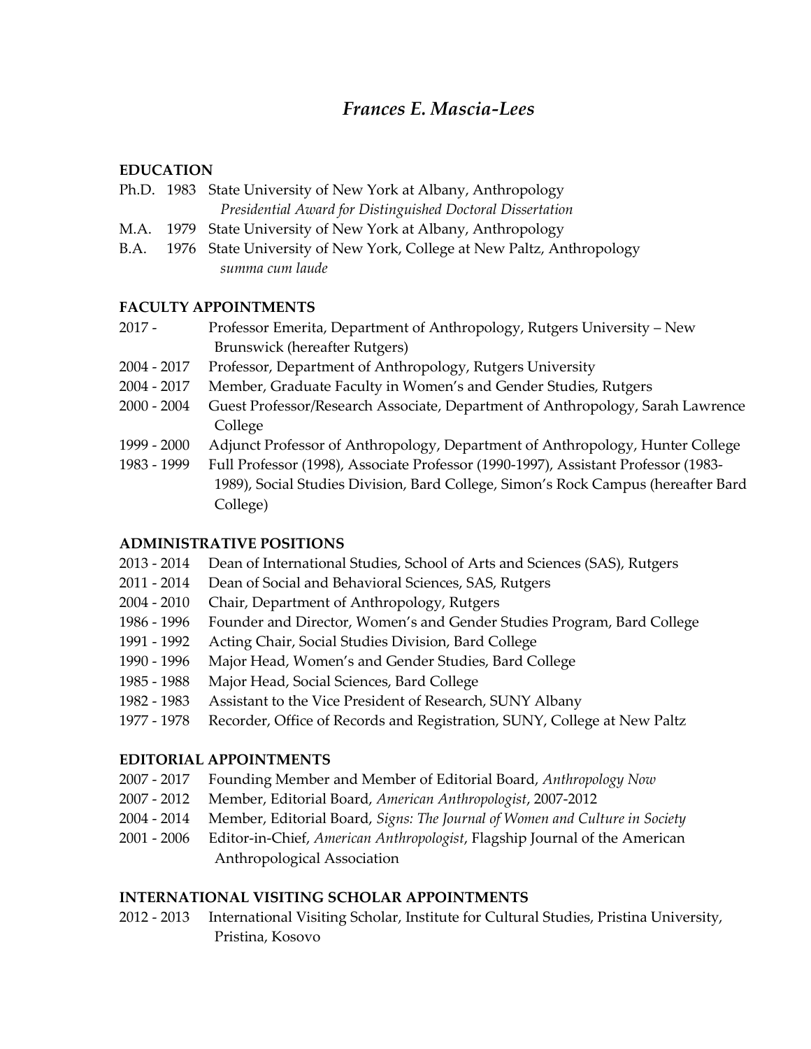# *Frances E. Mascia-Lees*

## EDUCATION

Ph.D. 1983 State University of New York at Albany, Anthropology
*Presidential Award for Distinguished Doctoral Dissertation*

M.A. 1979 State University of New York at Albany, Anthropology

B.A. 1976 State University of New York, College at New Paltz, Anthropology
*summa cum laude*

## FACULTY APPOINTMENTS

2017 - Professor Emerita, Department of Anthropology, Rutgers University – New Brunswick (hereafter Rutgers)

2004 - 2017 Professor, Department of Anthropology, Rutgers University

2004 - 2017 Member, Graduate Faculty in Women's and Gender Studies, Rutgers

2000 - 2004 Guest Professor/Research Associate, Department of Anthropology, Sarah Lawrence College

1999 - 2000 Adjunct Professor of Anthropology, Department of Anthropology, Hunter College

1983 - 1999 Full Professor (1998), Associate Professor (1990-1997), Assistant Professor (1983-1989), Social Studies Division, Bard College, Simon's Rock Campus (hereafter Bard College)

## ADMINISTRATIVE POSITIONS

2013 - 2014 Dean of International Studies, School of Arts and Sciences (SAS), Rutgers

2011 - 2014 Dean of Social and Behavioral Sciences, SAS, Rutgers

2004 - 2010 Chair, Department of Anthropology, Rutgers

1986 - 1996 Founder and Director, Women's and Gender Studies Program, Bard College

1991 - 1992 Acting Chair, Social Studies Division, Bard College

1990 - 1996 Major Head, Women's and Gender Studies, Bard College

1985 - 1988 Major Head, Social Sciences, Bard College

1982 - 1983 Assistant to the Vice President of Research, SUNY Albany

1977 - 1978 Recorder, Office of Records and Registration, SUNY, College at New Paltz

## EDITORIAL APPOINTMENTS

2007 - 2017 Founding Member and Member of Editorial Board, *Anthropology Now*

2007 - 2012 Member, Editorial Board, *American Anthropologist*, 2007-2012

2004 - 2014 Member, Editorial Board, *Signs: The Journal of Women and Culture in Society*

2001 - 2006 Editor-in-Chief, *American Anthropologist*, Flagship Journal of the American Anthropological Association

## INTERNATIONAL VISITING SCHOLAR APPOINTMENTS

2012 - 2013 International Visiting Scholar, Institute for Cultural Studies, Pristina University, Pristina, Kosovo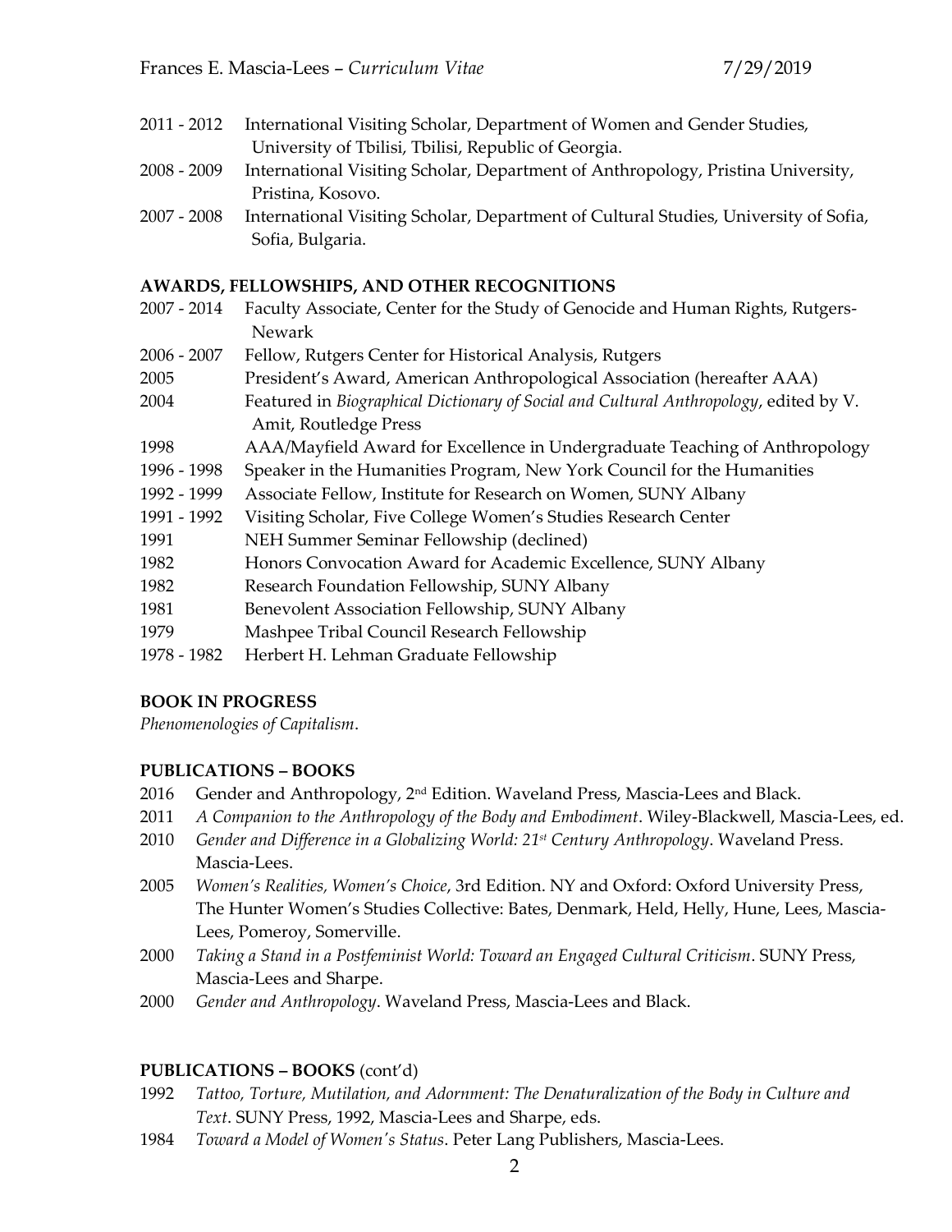2011 - 2012 International Visiting Scholar, Department of Women and Gender Studies, University of Tbilisi, Tbilisi, Republic of Georgia.

2008 - 2009 International Visiting Scholar, Department of Anthropology, Pristina University, Pristina, Kosovo.

2007 - 2008 International Visiting Scholar, Department of Cultural Studies, University of Sofia, Sofia, Bulgaria.

## AWARDS, FELLOWSHIPS, AND OTHER RECOGNITIONS

2007 - 2014 Faculty Associate, Center for the Study of Genocide and Human Rights, Rutgers-Newark

2006 - 2007 Fellow, Rutgers Center for Historical Analysis, Rutgers

2005 President's Award, American Anthropological Association (hereafter AAA)

2004 Featured in *Biographical Dictionary of Social and Cultural Anthropology*, edited by V. Amit, Routledge Press

1998 AAA/Mayfield Award for Excellence in Undergraduate Teaching of Anthropology

1996 - 1998 Speaker in the Humanities Program, New York Council for the Humanities

1992 - 1999 Associate Fellow, Institute for Research on Women, SUNY Albany

1991 - 1992 Visiting Scholar, Five College Women's Studies Research Center

1991 NEH Summer Seminar Fellowship (declined)

1982 Honors Convocation Award for Academic Excellence, SUNY Albany

1982 Research Foundation Fellowship, SUNY Albany

1981 Benevolent Association Fellowship, SUNY Albany

1979 Mashpee Tribal Council Research Fellowship

1978 - 1982 Herbert H. Lehman Graduate Fellowship

## BOOK IN PROGRESS

*Phenomenologies of Capitalism*.

## PUBLICATIONS – BOOKS

2016 Gender and Anthropology, 2nd Edition. Waveland Press, Mascia-Lees and Black.

2011 *A Companion to the Anthropology of the Body and Embodiment*. Wiley-Blackwell, Mascia-Lees, ed.

2010 *Gender and Difference in a Globalizing World: 21st Century Anthropology*. Waveland Press. Mascia-Lees.

2005 *Women's Realities, Women's Choice*, 3rd Edition. NY and Oxford: Oxford University Press, The Hunter Women's Studies Collective: Bates, Denmark, Held, Helly, Hune, Lees, Mascia-Lees, Pomeroy, Somerville.

2000 *Taking a Stand in a Postfeminist World: Toward an Engaged Cultural Criticism*. SUNY Press, Mascia-Lees and Sharpe.

2000 *Gender and Anthropology*. Waveland Press, Mascia-Lees and Black.

## PUBLICATIONS – BOOKS (cont'd)

1992 *Tattoo, Torture, Mutilation, and Adornment: The Denaturalization of the Body in Culture and Text*. SUNY Press, 1992, Mascia-Lees and Sharpe, eds.

1984 *Toward a Model of Women's Status*. Peter Lang Publishers, Mascia-Lees.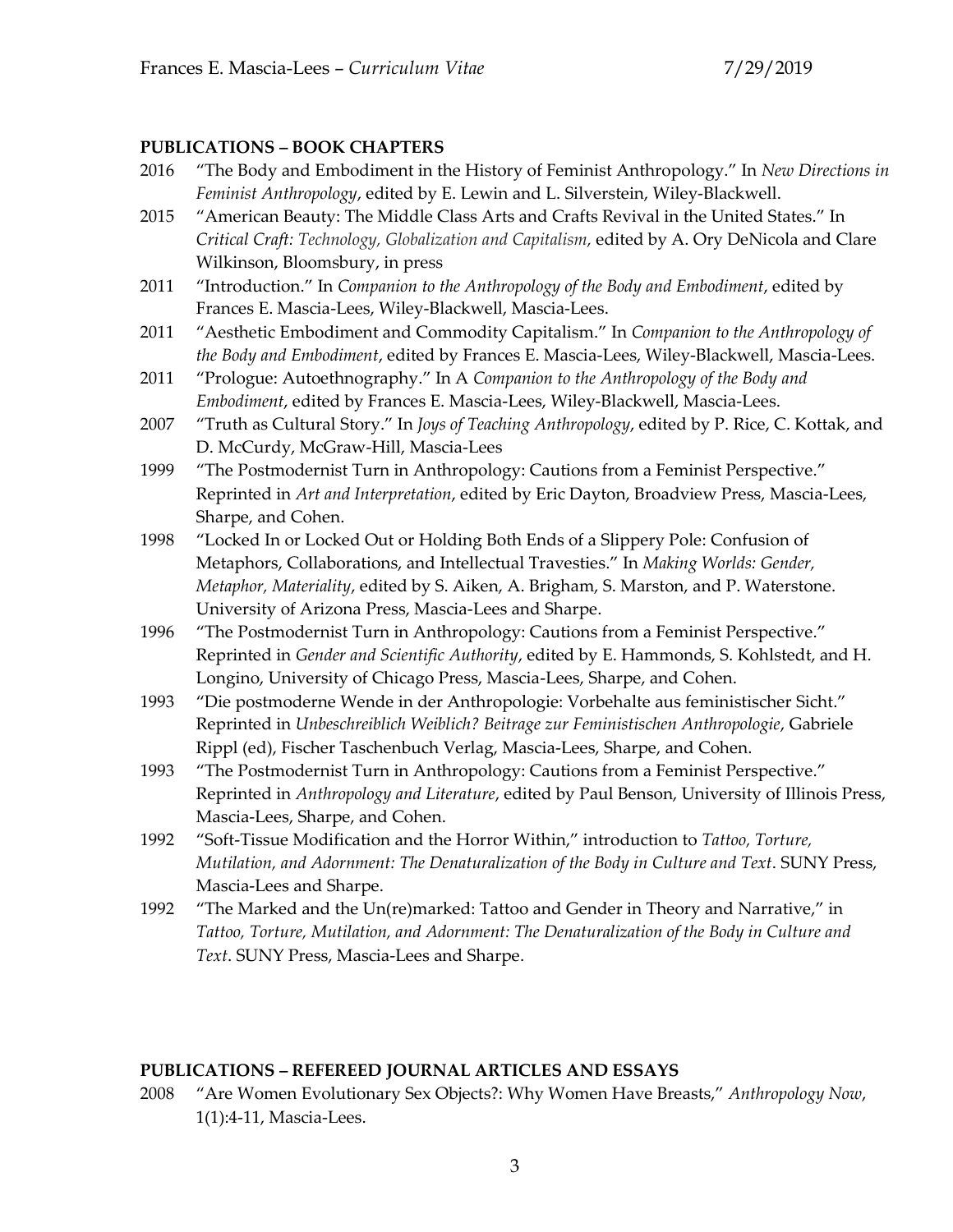## PUBLICATIONS – BOOK CHAPTERS

2016 "The Body and Embodiment in the History of Feminist Anthropology." In *New Directions in Feminist Anthropology*, edited by E. Lewin and L. Silverstein, Wiley-Blackwell.

2015 "American Beauty: The Middle Class Arts and Crafts Revival in the United States." In *Critical Craft: Technology, Globalization and Capitalism,* edited by A. Ory DeNicola and Clare Wilkinson, Bloomsbury, in press

2011 "Introduction." In *Companion to the Anthropology of the Body and Embodiment*, edited by Frances E. Mascia-Lees, Wiley-Blackwell, Mascia-Lees.

2011 "Aesthetic Embodiment and Commodity Capitalism." In *Companion to the Anthropology of the Body and Embodiment*, edited by Frances E. Mascia-Lees, Wiley-Blackwell, Mascia-Lees.

2011 "Prologue: Autoethnography." In A *Companion to the Anthropology of the Body and Embodiment*, edited by Frances E. Mascia-Lees, Wiley-Blackwell, Mascia-Lees.

2007 "Truth as Cultural Story." In *Joys of Teaching Anthropology*, edited by P. Rice, C. Kottak, and D. McCurdy, McGraw-Hill, Mascia-Lees

1999 "The Postmodernist Turn in Anthropology: Cautions from a Feminist Perspective." Reprinted in *Art and Interpretation*, edited by Eric Dayton, Broadview Press, Mascia-Lees, Sharpe, and Cohen.

1998 "Locked In or Locked Out or Holding Both Ends of a Slippery Pole: Confusion of Metaphors, Collaborations, and Intellectual Travesties." In *Making Worlds: Gender, Metaphor, Materiality*, edited by S. Aiken, A. Brigham, S. Marston, and P. Waterstone. University of Arizona Press, Mascia-Lees and Sharpe.

1996 "The Postmodernist Turn in Anthropology: Cautions from a Feminist Perspective." Reprinted in *Gender and Scientific Authority*, edited by E. Hammonds, S. Kohlstedt, and H. Longino, University of Chicago Press, Mascia-Lees, Sharpe, and Cohen.

1993 "Die postmoderne Wende in der Anthropologie: Vorbehalte aus feministischer Sicht." Reprinted in *Unbeschreiblich Weiblich? Beitrage zur Feministischen Anthropologie*, Gabriele Rippl (ed), Fischer Taschenbuch Verlag, Mascia-Lees, Sharpe, and Cohen.

1993 "The Postmodernist Turn in Anthropology: Cautions from a Feminist Perspective." Reprinted in *Anthropology and Literature*, edited by Paul Benson, University of Illinois Press, Mascia-Lees, Sharpe, and Cohen.

1992 "Soft-Tissue Modification and the Horror Within," introduction to *Tattoo, Torture, Mutilation, and Adornment: The Denaturalization of the Body in Culture and Text*. SUNY Press, Mascia-Lees and Sharpe.

1992 "The Marked and the Un(re)marked: Tattoo and Gender in Theory and Narrative," in *Tattoo, Torture, Mutilation, and Adornment: The Denaturalization of the Body in Culture and Text*. SUNY Press, Mascia-Lees and Sharpe.

## PUBLICATIONS – REFEREED JOURNAL ARTICLES AND ESSAYS

2008 "Are Women Evolutionary Sex Objects?: Why Women Have Breasts," *Anthropology Now*, 1(1):4-11, Mascia-Lees.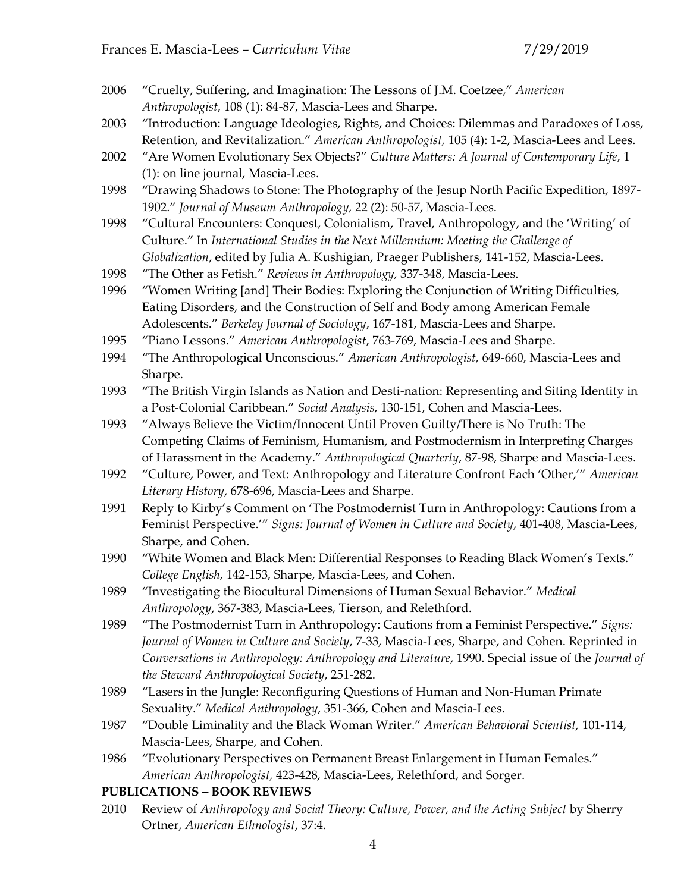2006 "Cruelty, Suffering, and Imagination: The Lessons of J.M. Coetzee," *American Anthropologist*, 108 (1): 84-87, Mascia-Lees and Sharpe.

2003 "Introduction: Language Ideologies, Rights, and Choices: Dilemmas and Paradoxes of Loss, Retention, and Revitalization." *American Anthropologist,* 105 (4): 1-2, Mascia-Lees and Lees.

2002 "Are Women Evolutionary Sex Objects?" *Culture Matters: A Journal of Contemporary Life*, 1 (1): on line journal, Mascia-Lees.

1998 "Drawing Shadows to Stone: The Photography of the Jesup North Pacific Expedition, 1897-1902." *Journal of Museum Anthropology,* 22 (2): 50-57, Mascia-Lees.

1998 "Cultural Encounters: Conquest, Colonialism, Travel, Anthropology, and the 'Writing' of Culture." In *International Studies in the Next Millennium: Meeting the Challenge of Globalization*, edited by Julia A. Kushigian, Praeger Publishers, 141-152, Mascia-Lees.

1998 "The Other as Fetish." *Reviews in Anthropology,* 337-348, Mascia-Lees.

1996 "Women Writing [and] Their Bodies: Exploring the Conjunction of Writing Difficulties, Eating Disorders, and the Construction of Self and Body among American Female Adolescents." *Berkeley Journal of Sociology*, 167-181, Mascia-Lees and Sharpe.

1995 "Piano Lessons." *American Anthropologist*, 763-769, Mascia-Lees and Sharpe.

1994 "The Anthropological Unconscious." *American Anthropologist,* 649-660, Mascia-Lees and Sharpe.

1993 "The British Virgin Islands as Nation and Desti-nation: Representing and Siting Identity in a Post-Colonial Caribbean." *Social Analysis,* 130-151, Cohen and Mascia-Lees.

1993 "Always Believe the Victim/Innocent Until Proven Guilty/There is No Truth: The Competing Claims of Feminism, Humanism, and Postmodernism in Interpreting Charges of Harassment in the Academy." *Anthropological Quarterly*, 87-98, Sharpe and Mascia-Lees.

1992 "Culture, Power, and Text: Anthropology and Literature Confront Each 'Other,'" *American Literary History*, 678-696, Mascia-Lees and Sharpe.

1991 Reply to Kirby's Comment on 'The Postmodernist Turn in Anthropology: Cautions from a Feminist Perspective.'" *Signs: Journal of Women in Culture and Society*, 401-408, Mascia-Lees, Sharpe, and Cohen.

1990 "White Women and Black Men: Differential Responses to Reading Black Women's Texts." *College English,* 142-153, Sharpe, Mascia-Lees, and Cohen.

1989 "Investigating the Biocultural Dimensions of Human Sexual Behavior." *Medical Anthropology*, 367-383, Mascia-Lees, Tierson, and Relethford.

1989 "The Postmodernist Turn in Anthropology: Cautions from a Feminist Perspective." *Signs: Journal of Women in Culture and Society*, 7-33, Mascia-Lees, Sharpe, and Cohen. Reprinted in *Conversations in Anthropology: Anthropology and Literature*, 1990. Special issue of the *Journal of the Steward Anthropological Society*, 251-282.

1989 "Lasers in the Jungle: Reconfiguring Questions of Human and Non-Human Primate Sexuality." *Medical Anthropology*, 351-366, Cohen and Mascia-Lees.

1987 "Double Liminality and the Black Woman Writer." *American Behavioral Scientist,* 101-114, Mascia-Lees, Sharpe, and Cohen.

1986 "Evolutionary Perspectives on Permanent Breast Enlargement in Human Females." *American Anthropologist,* 423-428, Mascia-Lees, Relethford, and Sorger.

**PUBLICATIONS – BOOK REVIEWS**

2010 Review of *Anthropology and Social Theory: Culture, Power, and the Acting Subject* by Sherry Ortner, *American Ethnologist*, 37:4.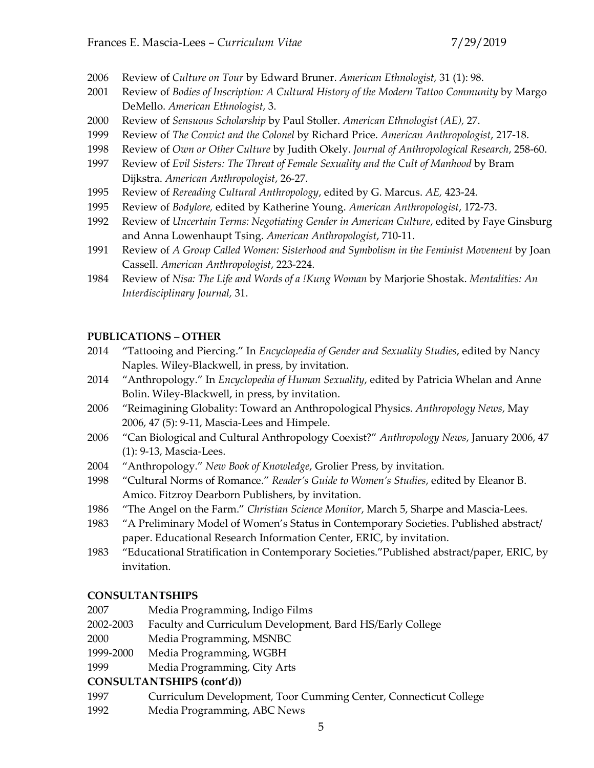2006 Review of *Culture on Tour* by Edward Bruner. *American Ethnologist,* 31 (1): 98.

2001 Review of *Bodies of Inscription: A Cultural History of the Modern Tattoo Community* by Margo DeMello. *American Ethnologist*, 3.

2000 Review of *Sensuous Scholarship* by Paul Stoller. *American Ethnologist (AE),* 27.

1999 Review of *The Convict and the Colonel* by Richard Price. *American Anthropologist*, 217-18.

1998 Review of *Own or Other Culture* by Judith Okely. *Journal of Anthropological Research*, 258-60.

1997 Review of *Evil Sisters: The Threat of Female Sexuality and the Cult of Manhood* by Bram Dijkstra. *American Anthropologist*, 26-27.

1995 Review of *Rereading Cultural Anthropology*, edited by G. Marcus. *AE,* 423-24.

1995 Review of *Bodylore,* edited by Katherine Young. *American Anthropologist*, 172-73.

1992 Review of *Uncertain Terms: Negotiating Gender in American Culture*, edited by Faye Ginsburg and Anna Lowenhaupt Tsing. *American Anthropologist*, 710-11.

1991 Review of *A Group Called Women: Sisterhood and Symbolism in the Feminist Movement* by Joan Cassell. *American Anthropologist*, 223-224.

1984 Review of *Nisa: The Life and Words of a !Kung Woman* by Marjorie Shostak. *Mentalities: An Interdisciplinary Journal,* 31.

## PUBLICATIONS – OTHER

2014 "Tattooing and Piercing." In *Encyclopedia of Gender and Sexuality Studies*, edited by Nancy Naples. Wiley-Blackwell, in press, by invitation.

2014 "Anthropology." In *Encyclopedia of Human Sexuality*, edited by Patricia Whelan and Anne Bolin. Wiley-Blackwell, in press, by invitation.

2006 "Reimagining Globality: Toward an Anthropological Physics. *Anthropology News*, May 2006, 47 (5): 9-11, Mascia-Lees and Himpele.

2006 "Can Biological and Cultural Anthropology Coexist?" *Anthropology News*, January 2006, 47 (1): 9-13, Mascia-Lees.

2004 "Anthropology." *New Book of Knowledge*, Grolier Press, by invitation.

1998 "Cultural Norms of Romance." *Reader's Guide to Women's Studies*, edited by Eleanor B. Amico. Fitzroy Dearborn Publishers, by invitation.

1986 "The Angel on the Farm." *Christian Science Monitor*, March 5, Sharpe and Mascia-Lees.

1983 "A Preliminary Model of Women's Status in Contemporary Societies. Published abstract/ paper. Educational Research Information Center, ERIC, by invitation.

1983 "Educational Stratification in Contemporary Societies."Published abstract/paper, ERIC, by invitation.

## CONSULTANTSHIPS

2007 Media Programming, Indigo Films

2002-2003 Faculty and Curriculum Development, Bard HS/Early College

2000 Media Programming, MSNBC

1999-2000 Media Programming, WGBH

1999 Media Programming, City Arts

## CONSULTANTSHIPS (cont'd))

1997 Curriculum Development, Toor Cumming Center, Connecticut College

1992 Media Programming, ABC News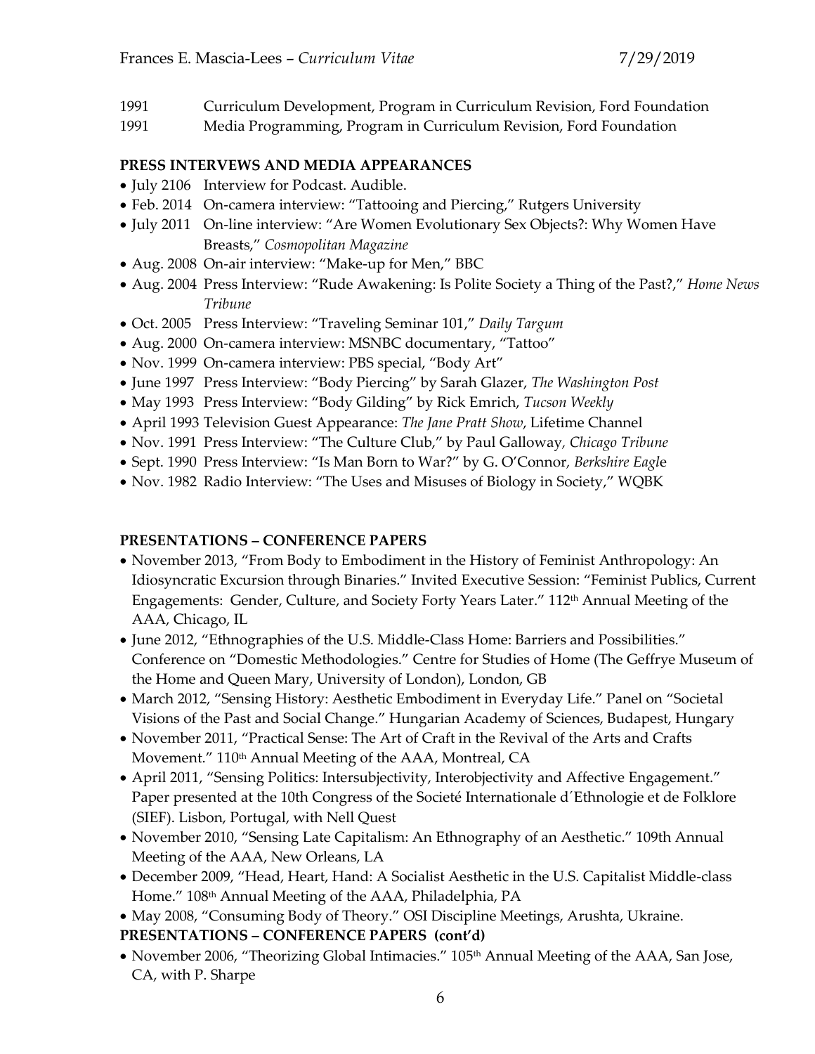1991 Curriculum Development, Program in Curriculum Revision, Ford Foundation

1991 Media Programming, Program in Curriculum Revision, Ford Foundation

**PRESS INTERVEWS AND MEDIA APPEARANCES**

- July 2106 Interview for Podcast. Audible.
- Feb. 2014 On-camera interview: "Tattooing and Piercing," Rutgers University
- July 2011 On-line interview: "Are Women Evolutionary Sex Objects?: Why Women Have Breasts," *Cosmopolitan Magazine*
- Aug. 2008 On-air interview: "Make-up for Men," BBC
- Aug. 2004 Press Interview: "Rude Awakening: Is Polite Society a Thing of the Past?," *Home News Tribune*
- Oct. 2005 Press Interview: "Traveling Seminar 101," *Daily Targum*
- Aug. 2000 On-camera interview: MSNBC documentary, "Tattoo"
- Nov. 1999 On-camera interview: PBS special, "Body Art"
- June 1997 Press Interview: "Body Piercing" by Sarah Glazer, *The Washington Post*
- May 1993 Press Interview: "Body Gilding" by Rick Emrich, *Tucson Weekly*
- April 1993 Television Guest Appearance: *The Jane Pratt Show*, Lifetime Channel
- Nov. 1991 Press Interview: "The Culture Club," by Paul Galloway, *Chicago Tribune*
- Sept. 1990 Press Interview: "Is Man Born to War?" by G. O'Connor, *Berkshire Eagle*
- Nov. 1982 Radio Interview: "The Uses and Misuses of Biology in Society," WQBK

**PRESENTATIONS – CONFERENCE PAPERS**

- November 2013, "From Body to Embodiment in the History of Feminist Anthropology: An Idiosyncratic Excursion through Binaries." Invited Executive Session: "Feminist Publics, Current Engagements: Gender, Culture, and Society Forty Years Later." 112th Annual Meeting of the AAA, Chicago, IL
- June 2012, "Ethnographies of the U.S. Middle-Class Home: Barriers and Possibilities." Conference on "Domestic Methodologies." Centre for Studies of Home (The Geffrye Museum of the Home and Queen Mary, University of London), London, GB
- March 2012, "Sensing History: Aesthetic Embodiment in Everyday Life." Panel on "Societal Visions of the Past and Social Change." Hungarian Academy of Sciences, Budapest, Hungary
- November 2011, "Practical Sense: The Art of Craft in the Revival of the Arts and Crafts Movement." 110th Annual Meeting of the AAA, Montreal, CA
- April 2011, "Sensing Politics: Intersubjectivity, Interobjectivity and Affective Engagement." Paper presented at the 10th Congress of the Societé Internationale d´Ethnologie et de Folklore (SIEF). Lisbon, Portugal, with Nell Quest
- November 2010, "Sensing Late Capitalism: An Ethnography of an Aesthetic." 109th Annual Meeting of the AAA, New Orleans, LA
- December 2009, "Head, Heart, Hand: A Socialist Aesthetic in the U.S. Capitalist Middle-class Home." 108th Annual Meeting of the AAA, Philadelphia, PA
- May 2008, "Consuming Body of Theory." OSI Discipline Meetings, Arushta, Ukraine.

**PRESENTATIONS – CONFERENCE PAPERS (cont'd)**

- November 2006, "Theorizing Global Intimacies." 105th Annual Meeting of the AAA, San Jose, CA, with P. Sharpe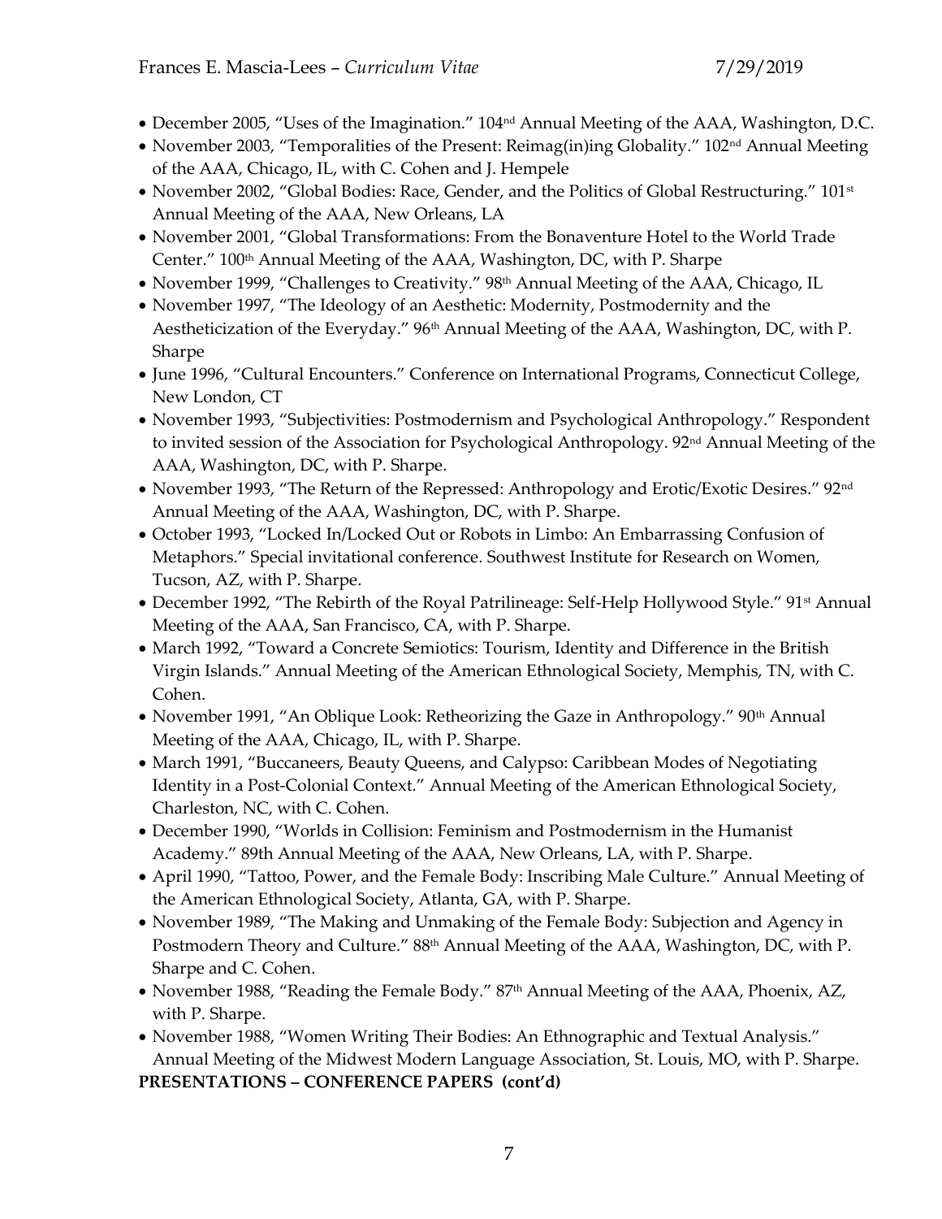- December 2005, "Uses of the Imagination." 104th Annual Meeting of the AAA, Washington, D.C.
- November 2003, "Temporalities of the Present: Reimag(in)ing Globality." 102nd Annual Meeting of the AAA, Chicago, IL, with C. Cohen and J. Hempele
- November 2002, "Global Bodies: Race, Gender, and the Politics of Global Restructuring." 101st Annual Meeting of the AAA, New Orleans, LA
- November 2001, "Global Transformations: From the Bonaventure Hotel to the World Trade Center." 100th Annual Meeting of the AAA, Washington, DC, with P. Sharpe
- November 1999, "Challenges to Creativity." 98th Annual Meeting of the AAA, Chicago, IL
- November 1997, "The Ideology of an Aesthetic: Modernity, Postmodernity and the Aestheticization of the Everyday." 96th Annual Meeting of the AAA, Washington, DC, with P. Sharpe
- June 1996, "Cultural Encounters." Conference on International Programs, Connecticut College, New London, CT
- November 1993, "Subjectivities: Postmodernism and Psychological Anthropology." Respondent to invited session of the Association for Psychological Anthropology. 92nd Annual Meeting of the AAA, Washington, DC, with P. Sharpe.
- November 1993, "The Return of the Repressed: Anthropology and Erotic/Exotic Desires." 92nd Annual Meeting of the AAA, Washington, DC, with P. Sharpe.
- October 1993, "Locked In/Locked Out or Robots in Limbo: An Embarrassing Confusion of Metaphors." Special invitational conference. Southwest Institute for Research on Women, Tucson, AZ, with P. Sharpe.
- December 1992, "The Rebirth of the Royal Patrilineage: Self-Help Hollywood Style." 91st Annual Meeting of the AAA, San Francisco, CA, with P. Sharpe.
- March 1992, "Toward a Concrete Semiotics: Tourism, Identity and Difference in the British Virgin Islands." Annual Meeting of the American Ethnological Society, Memphis, TN, with C. Cohen.
- November 1991, "An Oblique Look: Retheorizing the Gaze in Anthropology." 90th Annual Meeting of the AAA, Chicago, IL, with P. Sharpe.
- March 1991, "Buccaneers, Beauty Queens, and Calypso: Caribbean Modes of Negotiating Identity in a Post-Colonial Context." Annual Meeting of the American Ethnological Society, Charleston, NC, with C. Cohen.
- December 1990, "Worlds in Collision: Feminism and Postmodernism in the Humanist Academy." 89th Annual Meeting of the AAA, New Orleans, LA, with P. Sharpe.
- April 1990, "Tattoo, Power, and the Female Body: Inscribing Male Culture." Annual Meeting of the American Ethnological Society, Atlanta, GA, with P. Sharpe.
- November 1989, "The Making and Unmaking of the Female Body: Subjection and Agency in Postmodern Theory and Culture." 88th Annual Meeting of the AAA, Washington, DC, with P. Sharpe and C. Cohen.
- November 1988, "Reading the Female Body." 87th Annual Meeting of the AAA, Phoenix, AZ, with P. Sharpe.
- November 1988, "Women Writing Their Bodies: An Ethnographic and Textual Analysis." Annual Meeting of the Midwest Modern Language Association, St. Louis, MO, with P. Sharpe.

**PRESENTATIONS – CONFERENCE PAPERS (cont'd)**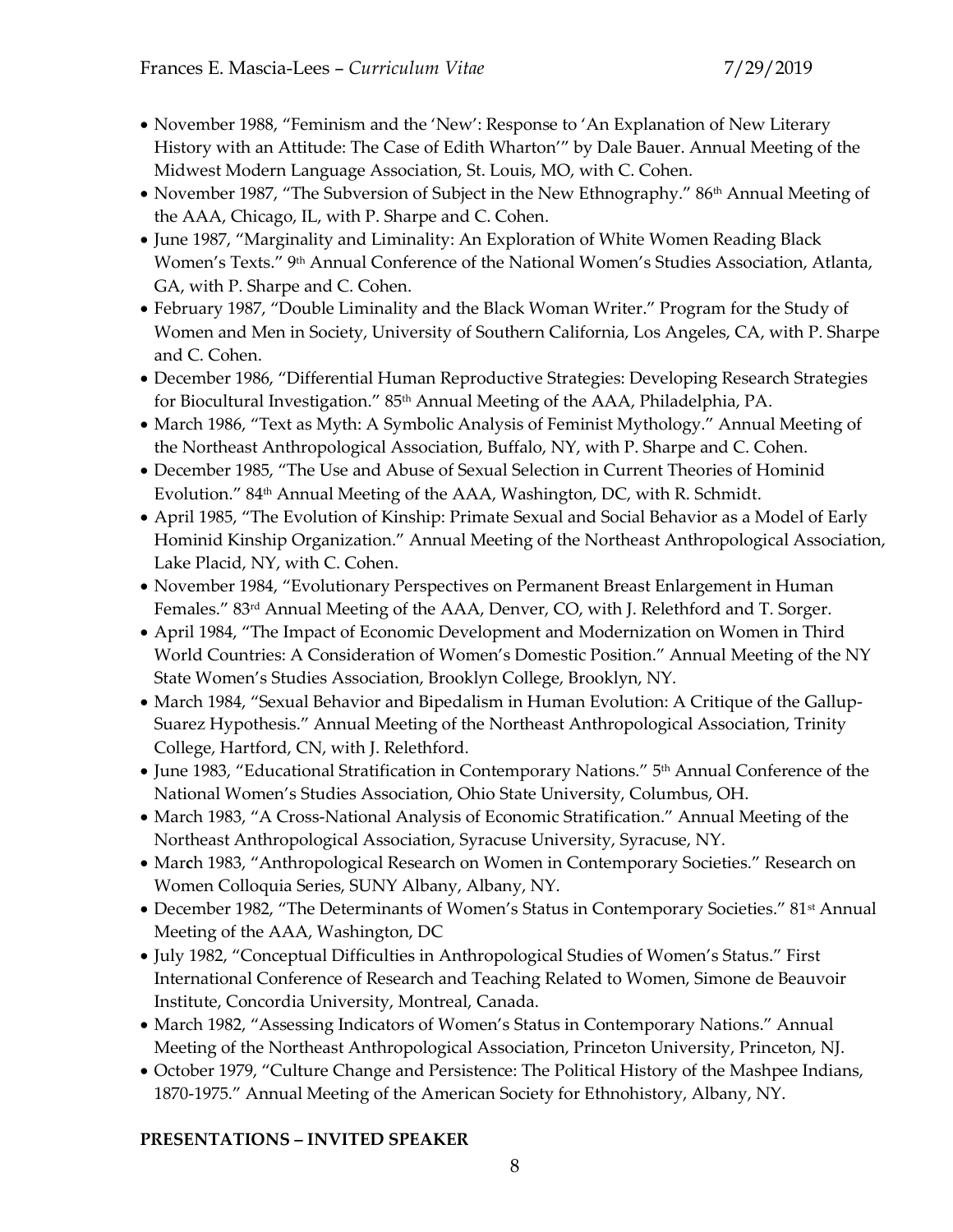- November 1988, "Feminism and the 'New': Response to 'An Explanation of New Literary History with an Attitude: The Case of Edith Wharton'" by Dale Bauer. Annual Meeting of the Midwest Modern Language Association, St. Louis, MO, with C. Cohen.
- November 1987, "The Subversion of Subject in the New Ethnography." 86th Annual Meeting of the AAA, Chicago, IL, with P. Sharpe and C. Cohen.
- June 1987, "Marginality and Liminality: An Exploration of White Women Reading Black Women's Texts." 9th Annual Conference of the National Women's Studies Association, Atlanta, GA, with P. Sharpe and C. Cohen.
- February 1987, "Double Liminality and the Black Woman Writer." Program for the Study of Women and Men in Society, University of Southern California, Los Angeles, CA, with P. Sharpe and C. Cohen.
- December 1986, "Differential Human Reproductive Strategies: Developing Research Strategies for Biocultural Investigation." 85th Annual Meeting of the AAA, Philadelphia, PA.
- March 1986, "Text as Myth: A Symbolic Analysis of Feminist Mythology." Annual Meeting of the Northeast Anthropological Association, Buffalo, NY, with P. Sharpe and C. Cohen.
- December 1985, "The Use and Abuse of Sexual Selection in Current Theories of Hominid Evolution." 84th Annual Meeting of the AAA, Washington, DC, with R. Schmidt.
- April 1985, "The Evolution of Kinship: Primate Sexual and Social Behavior as a Model of Early Hominid Kinship Organization." Annual Meeting of the Northeast Anthropological Association, Lake Placid, NY, with C. Cohen.
- November 1984, "Evolutionary Perspectives on Permanent Breast Enlargement in Human Females." 83rd Annual Meeting of the AAA, Denver, CO, with J. Relethford and T. Sorger.
- April 1984, "The Impact of Economic Development and Modernization on Women in Third World Countries: A Consideration of Women's Domestic Position." Annual Meeting of the NY State Women's Studies Association, Brooklyn College, Brooklyn, NY.
- March 1984, "Sexual Behavior and Bipedalism in Human Evolution: A Critique of the Gallup-Suarez Hypothesis." Annual Meeting of the Northeast Anthropological Association, Trinity College, Hartford, CN, with J. Relethford.
- June 1983, "Educational Stratification in Contemporary Nations." 5th Annual Conference of the National Women's Studies Association, Ohio State University, Columbus, OH.
- March 1983, "A Cross-National Analysis of Economic Stratification." Annual Meeting of the Northeast Anthropological Association, Syracuse University, Syracuse, NY.
- March 1983, "Anthropological Research on Women in Contemporary Societies." Research on Women Colloquia Series, SUNY Albany, Albany, NY.
- December 1982, "The Determinants of Women's Status in Contemporary Societies." 81st Annual Meeting of the AAA, Washington, DC
- July 1982, "Conceptual Difficulties in Anthropological Studies of Women's Status." First International Conference of Research and Teaching Related to Women, Simone de Beauvoir Institute, Concordia University, Montreal, Canada.
- March 1982, "Assessing Indicators of Women's Status in Contemporary Nations." Annual Meeting of the Northeast Anthropological Association, Princeton University, Princeton, NJ.
- October 1979, "Culture Change and Persistence: The Political History of the Mashpee Indians, 1870-1975." Annual Meeting of the American Society for Ethnohistory, Albany, NY.

**PRESENTATIONS – INVITED SPEAKER**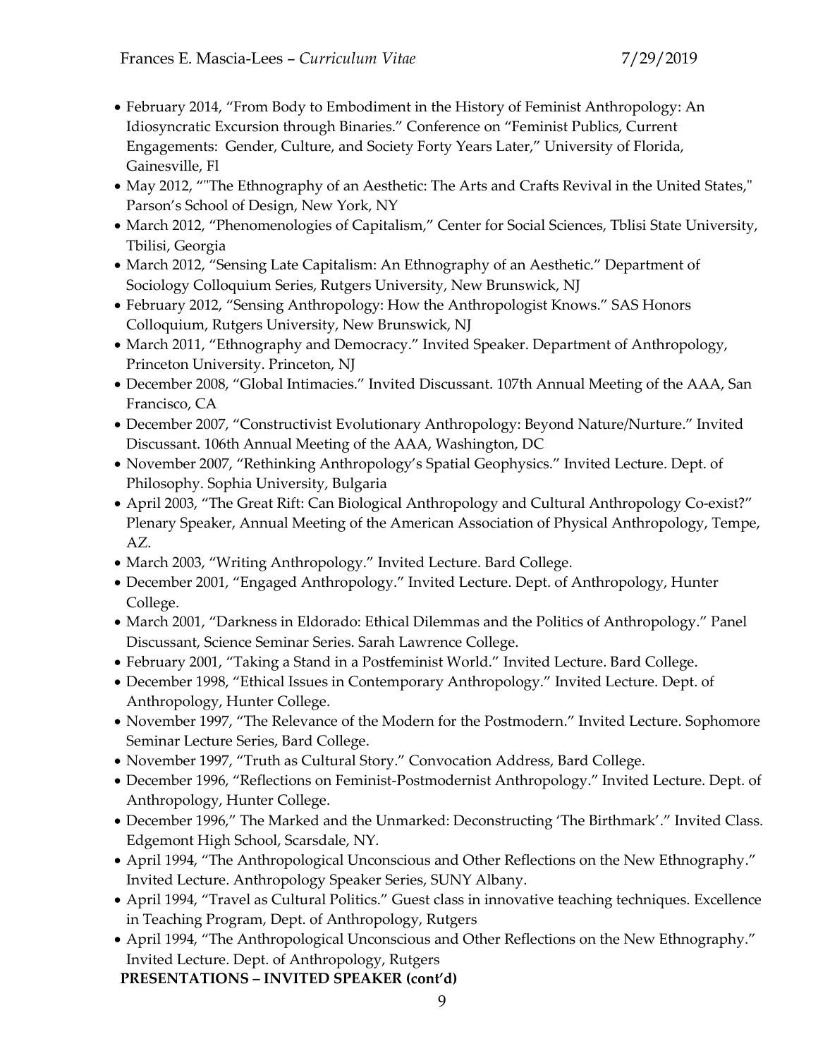- February 2014, "From Body to Embodiment in the History of Feminist Anthropology: An Idiosyncratic Excursion through Binaries." Conference on "Feminist Publics, Current Engagements: Gender, Culture, and Society Forty Years Later," University of Florida, Gainesville, Fl
- May 2012, ""The Ethnography of an Aesthetic: The Arts and Crafts Revival in the United States," Parson's School of Design, New York, NY
- March 2012, "Phenomenologies of Capitalism," Center for Social Sciences, Tblisi State University, Tbilisi, Georgia
- March 2012, "Sensing Late Capitalism: An Ethnography of an Aesthetic." Department of Sociology Colloquium Series, Rutgers University, New Brunswick, NJ
- February 2012, "Sensing Anthropology: How the Anthropologist Knows." SAS Honors Colloquium, Rutgers University, New Brunswick, NJ
- March 2011, "Ethnography and Democracy." Invited Speaker. Department of Anthropology, Princeton University. Princeton, NJ
- December 2008, "Global Intimacies." Invited Discussant. 107th Annual Meeting of the AAA, San Francisco, CA
- December 2007, "Constructivist Evolutionary Anthropology: Beyond Nature/Nurture." Invited Discussant. 106th Annual Meeting of the AAA, Washington, DC
- November 2007, "Rethinking Anthropology's Spatial Geophysics." Invited Lecture. Dept. of Philosophy. Sophia University, Bulgaria
- April 2003, "The Great Rift: Can Biological Anthropology and Cultural Anthropology Co-exist?" Plenary Speaker, Annual Meeting of the American Association of Physical Anthropology, Tempe, AZ.
- March 2003, "Writing Anthropology." Invited Lecture. Bard College.
- December 2001, "Engaged Anthropology." Invited Lecture. Dept. of Anthropology, Hunter College.
- March 2001, "Darkness in Eldorado: Ethical Dilemmas and the Politics of Anthropology." Panel Discussant, Science Seminar Series. Sarah Lawrence College.
- February 2001, "Taking a Stand in a Postfeminist World." Invited Lecture. Bard College.
- December 1998, "Ethical Issues in Contemporary Anthropology." Invited Lecture. Dept. of Anthropology, Hunter College.
- November 1997, "The Relevance of the Modern for the Postmodern." Invited Lecture. Sophomore Seminar Lecture Series, Bard College.
- November 1997, "Truth as Cultural Story." Convocation Address, Bard College.
- December 1996, "Reflections on Feminist-Postmodernist Anthropology." Invited Lecture. Dept. of Anthropology, Hunter College.
- December 1996," The Marked and the Unmarked: Deconstructing 'The Birthmark'." Invited Class. Edgemont High School, Scarsdale, NY.
- April 1994, "The Anthropological Unconscious and Other Reflections on the New Ethnography." Invited Lecture. Anthropology Speaker Series, SUNY Albany.
- April 1994, "Travel as Cultural Politics." Guest class in innovative teaching techniques. Excellence in Teaching Program, Dept. of Anthropology, Rutgers
- April 1994, "The Anthropological Unconscious and Other Reflections on the New Ethnography." Invited Lecture. Dept. of Anthropology, Rutgers

**PRESENTATIONS – INVITED SPEAKER (cont'd)**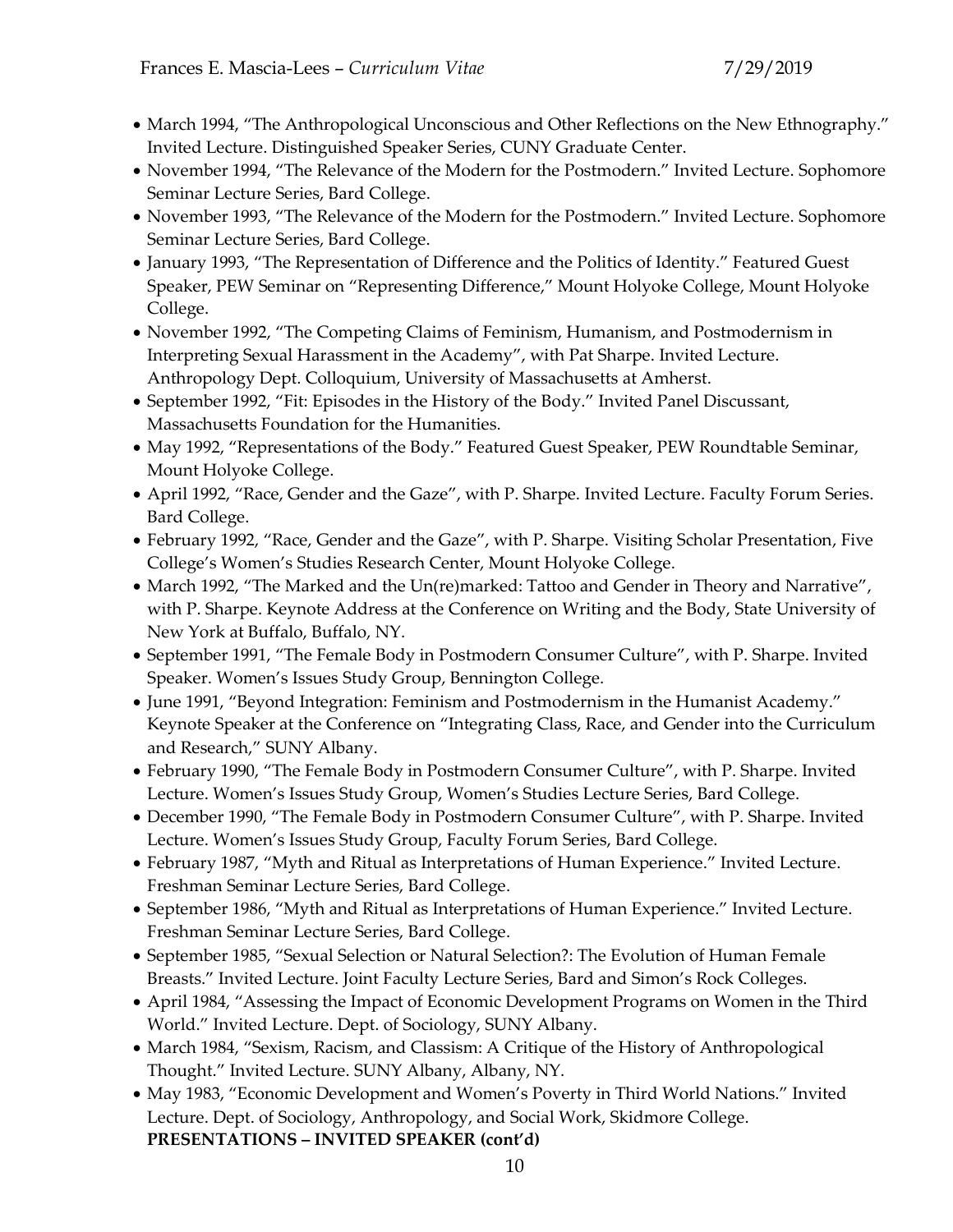- March 1994, "The Anthropological Unconscious and Other Reflections on the New Ethnography." Invited Lecture. Distinguished Speaker Series, CUNY Graduate Center.
- November 1994, "The Relevance of the Modern for the Postmodern." Invited Lecture. Sophomore Seminar Lecture Series, Bard College.
- November 1993, "The Relevance of the Modern for the Postmodern." Invited Lecture. Sophomore Seminar Lecture Series, Bard College.
- January 1993, "The Representation of Difference and the Politics of Identity." Featured Guest Speaker, PEW Seminar on "Representing Difference," Mount Holyoke College, Mount Holyoke College.
- November 1992, "The Competing Claims of Feminism, Humanism, and Postmodernism in Interpreting Sexual Harassment in the Academy", with Pat Sharpe. Invited Lecture. Anthropology Dept. Colloquium, University of Massachusetts at Amherst.
- September 1992, "Fit: Episodes in the History of the Body." Invited Panel Discussant, Massachusetts Foundation for the Humanities.
- May 1992, "Representations of the Body." Featured Guest Speaker, PEW Roundtable Seminar, Mount Holyoke College.
- April 1992, "Race, Gender and the Gaze", with P. Sharpe. Invited Lecture. Faculty Forum Series. Bard College.
- February 1992, "Race, Gender and the Gaze", with P. Sharpe. Visiting Scholar Presentation, Five College's Women's Studies Research Center, Mount Holyoke College.
- March 1992, "The Marked and the Un(re)marked: Tattoo and Gender in Theory and Narrative", with P. Sharpe. Keynote Address at the Conference on Writing and the Body, State University of New York at Buffalo, Buffalo, NY.
- September 1991, "The Female Body in Postmodern Consumer Culture", with P. Sharpe. Invited Speaker. Women's Issues Study Group, Bennington College.
- June 1991, "Beyond Integration: Feminism and Postmodernism in the Humanist Academy." Keynote Speaker at the Conference on "Integrating Class, Race, and Gender into the Curriculum and Research," SUNY Albany.
- February 1990, "The Female Body in Postmodern Consumer Culture", with P. Sharpe. Invited Lecture. Women's Issues Study Group, Women's Studies Lecture Series, Bard College.
- December 1990, "The Female Body in Postmodern Consumer Culture", with P. Sharpe. Invited Lecture. Women's Issues Study Group, Faculty Forum Series, Bard College.
- February 1987, "Myth and Ritual as Interpretations of Human Experience." Invited Lecture. Freshman Seminar Lecture Series, Bard College.
- September 1986, "Myth and Ritual as Interpretations of Human Experience." Invited Lecture. Freshman Seminar Lecture Series, Bard College.
- September 1985, "Sexual Selection or Natural Selection?: The Evolution of Human Female Breasts." Invited Lecture. Joint Faculty Lecture Series, Bard and Simon's Rock Colleges.
- April 1984, "Assessing the Impact of Economic Development Programs on Women in the Third World." Invited Lecture. Dept. of Sociology, SUNY Albany.
- March 1984, "Sexism, Racism, and Classism: A Critique of the History of Anthropological Thought." Invited Lecture. SUNY Albany, Albany, NY.
- May 1983, "Economic Development and Women's Poverty in Third World Nations." Invited Lecture. Dept. of Sociology, Anthropology, and Social Work, Skidmore College.

**PRESENTATIONS – INVITED SPEAKER (cont'd)**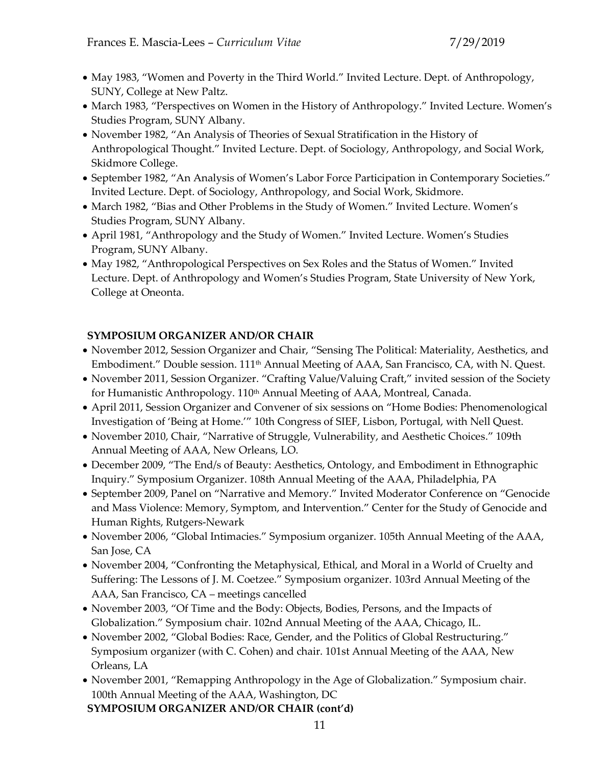- May 1983, "Women and Poverty in the Third World." Invited Lecture. Dept. of Anthropology, SUNY, College at New Paltz.
- March 1983, "Perspectives on Women in the History of Anthropology." Invited Lecture. Women's Studies Program, SUNY Albany.
- November 1982, "An Analysis of Theories of Sexual Stratification in the History of Anthropological Thought." Invited Lecture. Dept. of Sociology, Anthropology, and Social Work, Skidmore College.
- September 1982, "An Analysis of Women's Labor Force Participation in Contemporary Societies." Invited Lecture. Dept. of Sociology, Anthropology, and Social Work, Skidmore.
- March 1982, "Bias and Other Problems in the Study of Women." Invited Lecture. Women's Studies Program, SUNY Albany.
- April 1981, "Anthropology and the Study of Women." Invited Lecture. Women's Studies Program, SUNY Albany.
- May 1982, "Anthropological Perspectives on Sex Roles and the Status of Women." Invited Lecture. Dept. of Anthropology and Women's Studies Program, State University of New York, College at Oneonta.

**SYMPOSIUM ORGANIZER AND/OR CHAIR**

- November 2012, Session Organizer and Chair, "Sensing The Political: Materiality, Aesthetics, and Embodiment." Double session. 111th Annual Meeting of AAA, San Francisco, CA, with N. Quest.
- November 2011, Session Organizer. "Crafting Value/Valuing Craft," invited session of the Society for Humanistic Anthropology. 110th Annual Meeting of AAA, Montreal, Canada.
- April 2011, Session Organizer and Convener of six sessions on "Home Bodies: Phenomenological Investigation of 'Being at Home.'" 10th Congress of SIEF, Lisbon, Portugal, with Nell Quest.
- November 2010, Chair, "Narrative of Struggle, Vulnerability, and Aesthetic Choices." 109th Annual Meeting of AAA, New Orleans, LO.
- December 2009, "The End/s of Beauty: Aesthetics, Ontology, and Embodiment in Ethnographic Inquiry." Symposium Organizer. 108th Annual Meeting of the AAA, Philadelphia, PA
- September 2009, Panel on "Narrative and Memory." Invited Moderator Conference on "Genocide and Mass Violence: Memory, Symptom, and Intervention." Center for the Study of Genocide and Human Rights, Rutgers-Newark
- November 2006, "Global Intimacies." Symposium organizer. 105th Annual Meeting of the AAA, San Jose, CA
- November 2004, "Confronting the Metaphysical, Ethical, and Moral in a World of Cruelty and Suffering: The Lessons of J. M. Coetzee." Symposium organizer. 103rd Annual Meeting of the AAA, San Francisco, CA – meetings cancelled
- November 2003, "Of Time and the Body: Objects, Bodies, Persons, and the Impacts of Globalization." Symposium chair. 102nd Annual Meeting of the AAA, Chicago, IL.
- November 2002, "Global Bodies: Race, Gender, and the Politics of Global Restructuring." Symposium organizer (with C. Cohen) and chair. 101st Annual Meeting of the AAA, New Orleans, LA
- November 2001, "Remapping Anthropology in the Age of Globalization." Symposium chair. 100th Annual Meeting of the AAA, Washington, DC

**SYMPOSIUM ORGANIZER AND/OR CHAIR (cont'd)**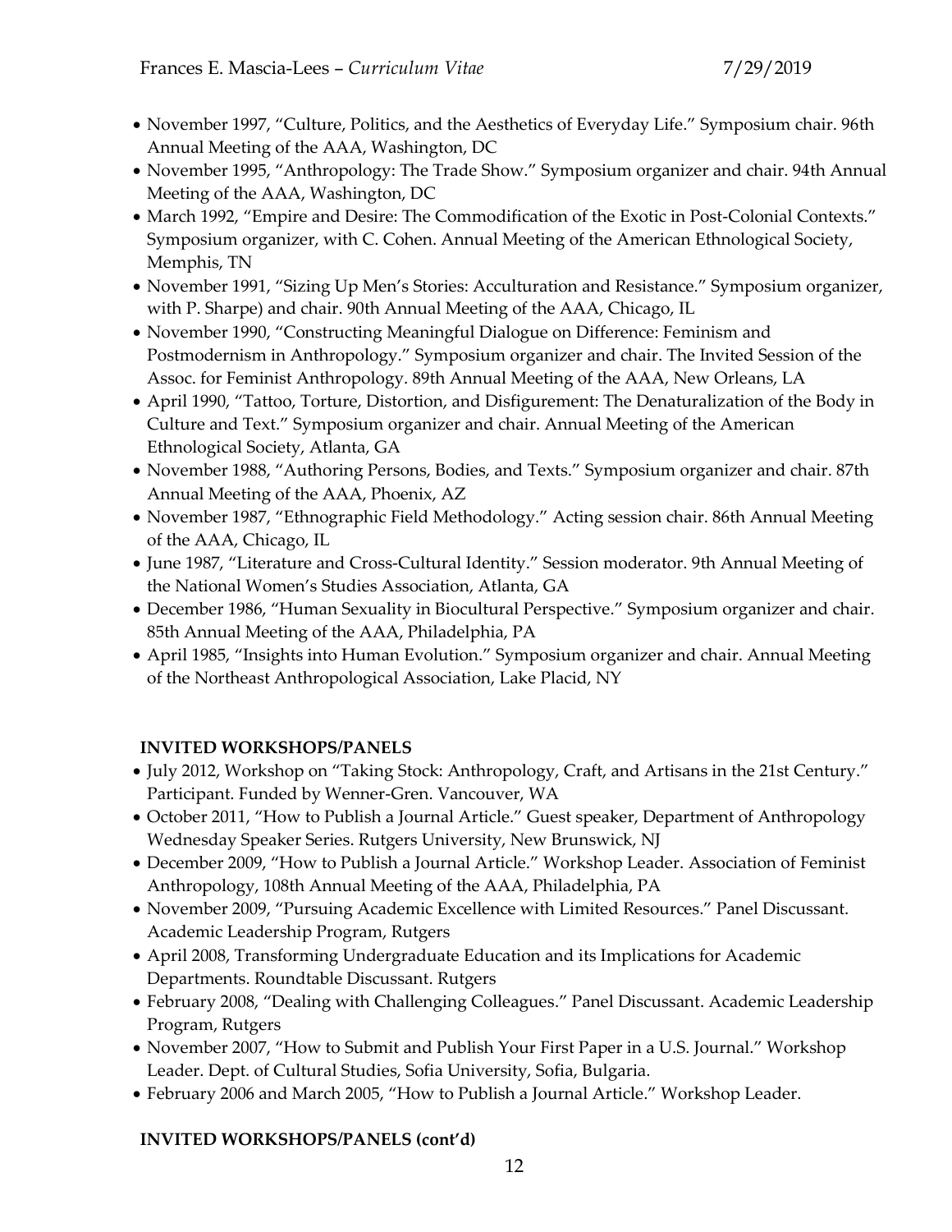- November 1997, "Culture, Politics, and the Aesthetics of Everyday Life." Symposium chair. 96th Annual Meeting of the AAA, Washington, DC
- November 1995, "Anthropology: The Trade Show." Symposium organizer and chair. 94th Annual Meeting of the AAA, Washington, DC
- March 1992, "Empire and Desire: The Commodification of the Exotic in Post-Colonial Contexts." Symposium organizer, with C. Cohen. Annual Meeting of the American Ethnological Society, Memphis, TN
- November 1991, "Sizing Up Men's Stories: Acculturation and Resistance." Symposium organizer, with P. Sharpe) and chair. 90th Annual Meeting of the AAA, Chicago, IL
- November 1990, "Constructing Meaningful Dialogue on Difference: Feminism and Postmodernism in Anthropology." Symposium organizer and chair. The Invited Session of the Assoc. for Feminist Anthropology. 89th Annual Meeting of the AAA, New Orleans, LA
- April 1990, "Tattoo, Torture, Distortion, and Disfigurement: The Denaturalization of the Body in Culture and Text." Symposium organizer and chair. Annual Meeting of the American Ethnological Society, Atlanta, GA
- November 1988, "Authoring Persons, Bodies, and Texts." Symposium organizer and chair. 87th Annual Meeting of the AAA, Phoenix, AZ
- November 1987, "Ethnographic Field Methodology." Acting session chair. 86th Annual Meeting of the AAA, Chicago, IL
- June 1987, "Literature and Cross-Cultural Identity." Session moderator. 9th Annual Meeting of the National Women's Studies Association, Atlanta, GA
- December 1986, "Human Sexuality in Biocultural Perspective." Symposium organizer and chair. 85th Annual Meeting of the AAA, Philadelphia, PA
- April 1985, "Insights into Human Evolution." Symposium organizer and chair. Annual Meeting of the Northeast Anthropological Association, Lake Placid, NY

## INVITED WORKSHOPS/PANELS

- July 2012, Workshop on "Taking Stock: Anthropology, Craft, and Artisans in the 21st Century." Participant. Funded by Wenner-Gren. Vancouver, WA
- October 2011, "How to Publish a Journal Article." Guest speaker, Department of Anthropology Wednesday Speaker Series. Rutgers University, New Brunswick, NJ
- December 2009, "How to Publish a Journal Article." Workshop Leader. Association of Feminist Anthropology, 108th Annual Meeting of the AAA, Philadelphia, PA
- November 2009, "Pursuing Academic Excellence with Limited Resources." Panel Discussant. Academic Leadership Program, Rutgers
- April 2008, Transforming Undergraduate Education and its Implications for Academic Departments. Roundtable Discussant. Rutgers
- February 2008, "Dealing with Challenging Colleagues." Panel Discussant. Academic Leadership Program, Rutgers
- November 2007, "How to Submit and Publish Your First Paper in a U.S. Journal." Workshop Leader. Dept. of Cultural Studies, Sofia University, Sofia, Bulgaria.
- February 2006 and March 2005, "How to Publish a Journal Article." Workshop Leader.

## INVITED WORKSHOPS/PANELS (cont'd)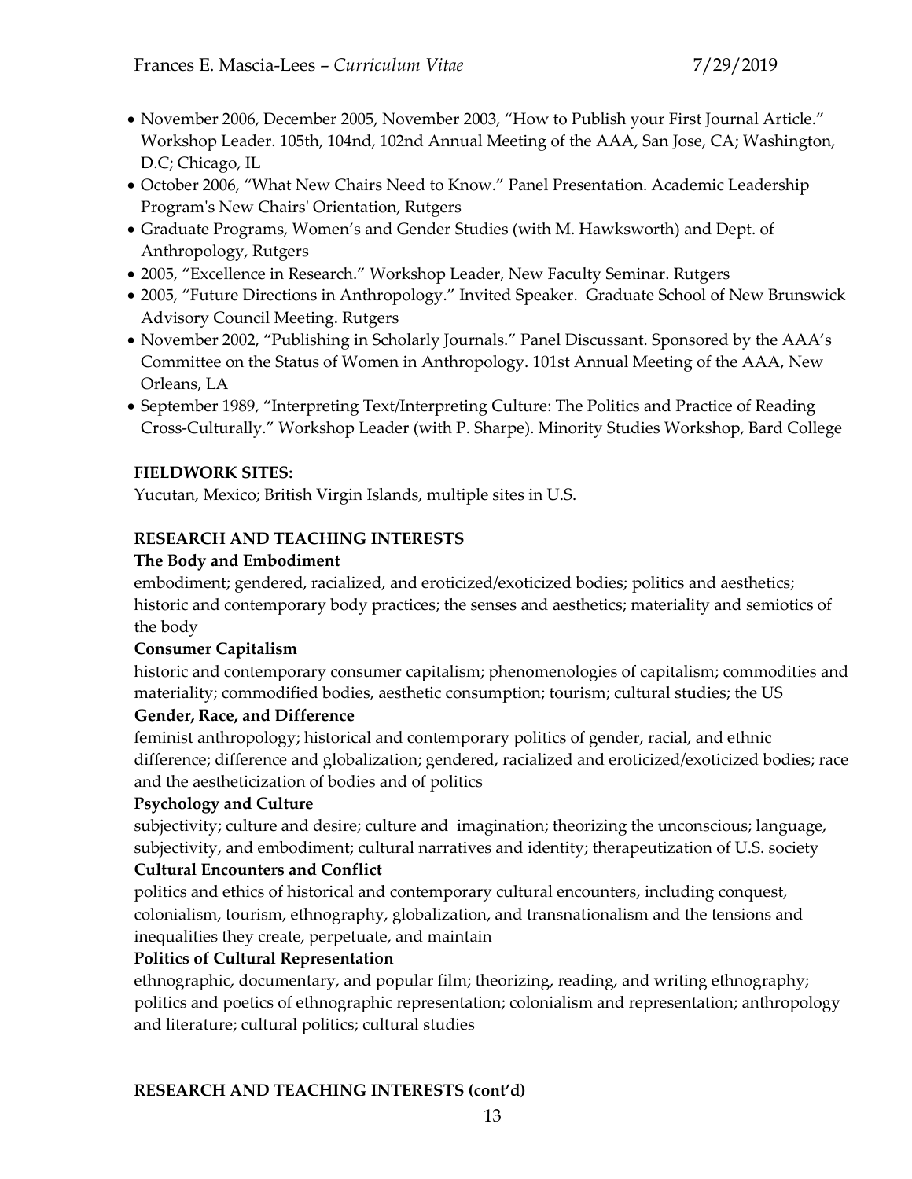- November 2006, December 2005, November 2003, "How to Publish your First Journal Article." Workshop Leader. 105th, 104nd, 102nd Annual Meeting of the AAA, San Jose, CA; Washington, D.C; Chicago, IL
- October 2006, "What New Chairs Need to Know." Panel Presentation. Academic Leadership Program's New Chairs' Orientation, Rutgers
- Graduate Programs, Women's and Gender Studies (with M. Hawksworth) and Dept. of Anthropology, Rutgers
- 2005, "Excellence in Research." Workshop Leader, New Faculty Seminar. Rutgers
- 2005, "Future Directions in Anthropology." Invited Speaker. Graduate School of New Brunswick Advisory Council Meeting. Rutgers
- November 2002, "Publishing in Scholarly Journals." Panel Discussant. Sponsored by the AAA's Committee on the Status of Women in Anthropology. 101st Annual Meeting of the AAA, New Orleans, LA
- September 1989, "Interpreting Text/Interpreting Culture: The Politics and Practice of Reading Cross-Culturally." Workshop Leader (with P. Sharpe). Minority Studies Workshop, Bard College

**FIELDWORK SITES:**

Yucutan, Mexico; British Virgin Islands, multiple sites in U.S.

**RESEARCH AND TEACHING INTERESTS**

**The Body and Embodiment**

embodiment; gendered, racialized, and eroticized/exoticized bodies; politics and aesthetics; historic and contemporary body practices; the senses and aesthetics; materiality and semiotics of the body

**Consumer Capitalism**

historic and contemporary consumer capitalism; phenomenologies of capitalism; commodities and materiality; commodified bodies, aesthetic consumption; tourism; cultural studies; the US

**Gender, Race, and Difference**

feminist anthropology; historical and contemporary politics of gender, racial, and ethnic difference; difference and globalization; gendered, racialized and eroticized/exoticized bodies; race and the aestheticization of bodies and of politics

**Psychology and Culture**

subjectivity; culture and desire; culture and imagination; theorizing the unconscious; language, subjectivity, and embodiment; cultural narratives and identity; therapeutization of U.S. society

**Cultural Encounters and Conflict**

politics and ethics of historical and contemporary cultural encounters, including conquest, colonialism, tourism, ethnography, globalization, and transnationalism and the tensions and inequalities they create, perpetuate, and maintain

**Politics of Cultural Representation**

ethnographic, documentary, and popular film; theorizing, reading, and writing ethnography; politics and poetics of ethnographic representation; colonialism and representation; anthropology and literature; cultural politics; cultural studies

**RESEARCH AND TEACHING INTERESTS (cont'd)**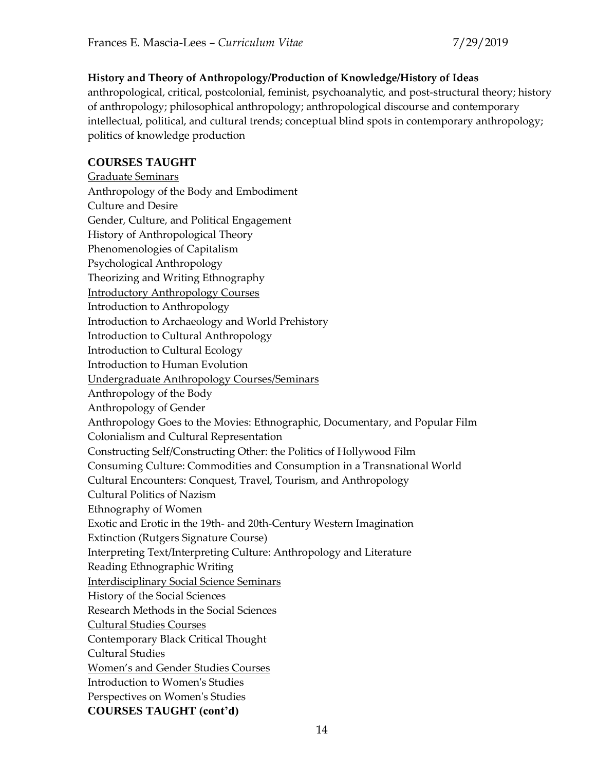**History and Theory of Anthropology/Production of Knowledge/History of Ideas**
anthropological, critical, postcolonial, feminist, psychoanalytic, and post-structural theory; history of anthropology; philosophical anthropology; anthropological discourse and contemporary intellectual, political, and cultural trends; conceptual blind spots in contemporary anthropology; politics of knowledge production

## COURSES TAUGHT

<u>Graduate Seminars</u>
Anthropology of the Body and Embodiment
Culture and Desire
Gender, Culture, and Political Engagement
History of Anthropological Theory
Phenomenologies of Capitalism
Psychological Anthropology
Theorizing and Writing Ethnography

<u>Introductory Anthropology Courses</u>
Introduction to Anthropology
Introduction to Archaeology and World Prehistory
Introduction to Cultural Anthropology
Introduction to Cultural Ecology
Introduction to Human Evolution

<u>Undergraduate Anthropology Courses/Seminars</u>
Anthropology of the Body
Anthropology of Gender
Anthropology Goes to the Movies: Ethnographic, Documentary, and Popular Film
Colonialism and Cultural Representation
Constructing Self/Constructing Other: the Politics of Hollywood Film
Consuming Culture: Commodities and Consumption in a Transnational World
Cultural Encounters: Conquest, Travel, Tourism, and Anthropology
Cultural Politics of Nazism
Ethnography of Women
Exotic and Erotic in the 19th- and 20th-Century Western Imagination
Extinction (Rutgers Signature Course)
Interpreting Text/Interpreting Culture: Anthropology and Literature
Reading Ethnographic Writing

<u>Interdisciplinary Social Science Seminars</u>
History of the Social Sciences
Research Methods in the Social Sciences

<u>Cultural Studies Courses</u>
Contemporary Black Critical Thought
Cultural Studies

<u>Women's and Gender Studies Courses</u>
Introduction to Women's Studies
Perspectives on Women's Studies

## COURSES TAUGHT (cont'd)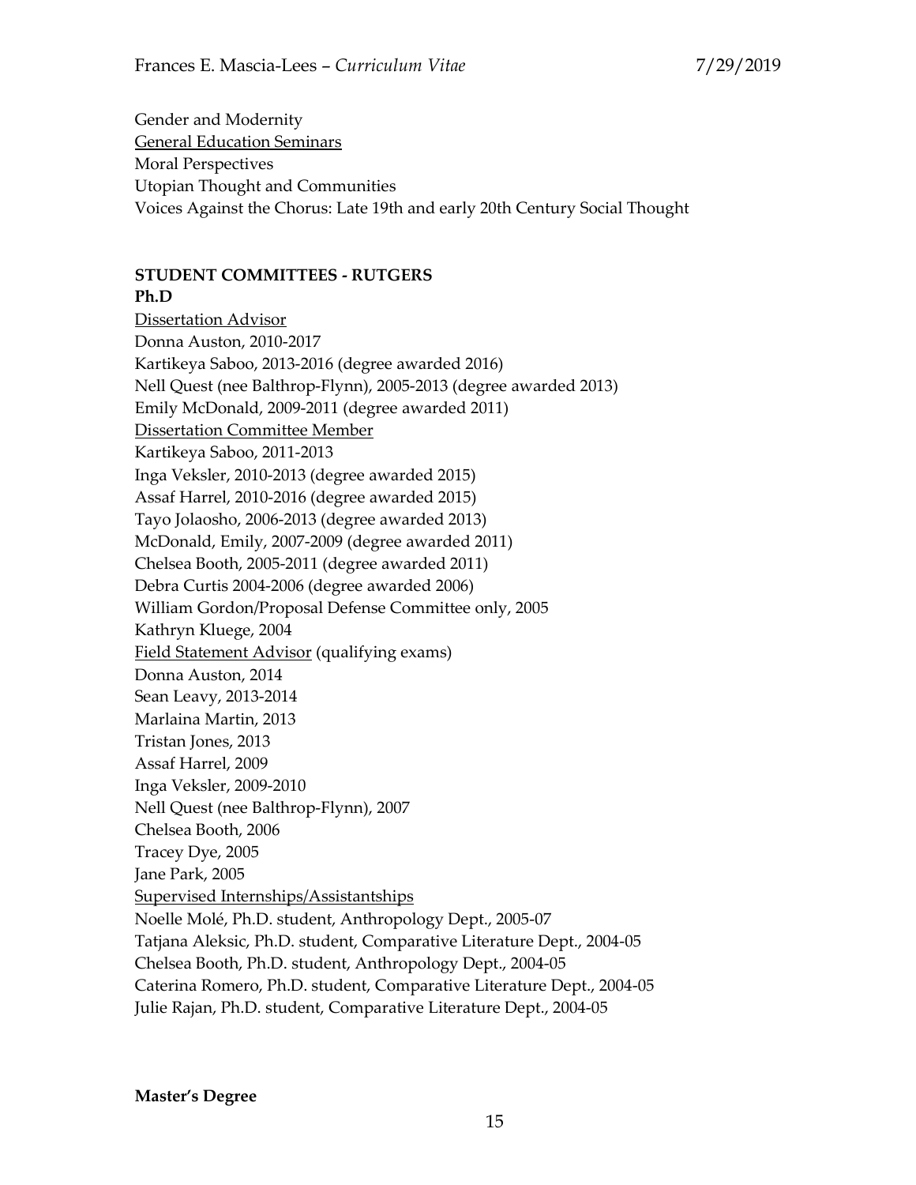Gender and Modernity

General Education Seminars

Moral Perspectives

Utopian Thought and Communities

Voices Against the Chorus: Late 19th and early 20th Century Social Thought

**STUDENT COMMITTEES - RUTGERS**

**Ph.D**

Dissertation Advisor

Donna Auston, 2010-2017

Kartikeya Saboo, 2013-2016 (degree awarded 2016)

Nell Quest (nee Balthrop-Flynn), 2005-2013 (degree awarded 2013)

Emily McDonald, 2009-2011 (degree awarded 2011)

Dissertation Committee Member

Kartikeya Saboo, 2011-2013

Inga Veksler, 2010-2013 (degree awarded 2015)

Assaf Harrel, 2010-2016 (degree awarded 2015)

Tayo Jolaosho, 2006-2013 (degree awarded 2013)

McDonald, Emily, 2007-2009 (degree awarded 2011)

Chelsea Booth, 2005-2011 (degree awarded 2011)

Debra Curtis 2004-2006 (degree awarded 2006)

William Gordon/Proposal Defense Committee only, 2005

Kathryn Kluege, 2004

Field Statement Advisor (qualifying exams)

Donna Auston, 2014

Sean Leavy, 2013-2014

Marlaina Martin, 2013

Tristan Jones, 2013

Assaf Harrel, 2009

Inga Veksler, 2009-2010

Nell Quest (nee Balthrop-Flynn), 2007

Chelsea Booth, 2006

Tracey Dye, 2005

Jane Park, 2005

Supervised Internships/Assistantships

Noelle Molé, Ph.D. student, Anthropology Dept., 2005-07

Tatjana Aleksic, Ph.D. student, Comparative Literature Dept., 2004-05

Chelsea Booth, Ph.D. student, Anthropology Dept., 2004-05

Caterina Romero, Ph.D. student, Comparative Literature Dept., 2004-05

Julie Rajan, Ph.D. student, Comparative Literature Dept., 2004-05

**Master's Degree**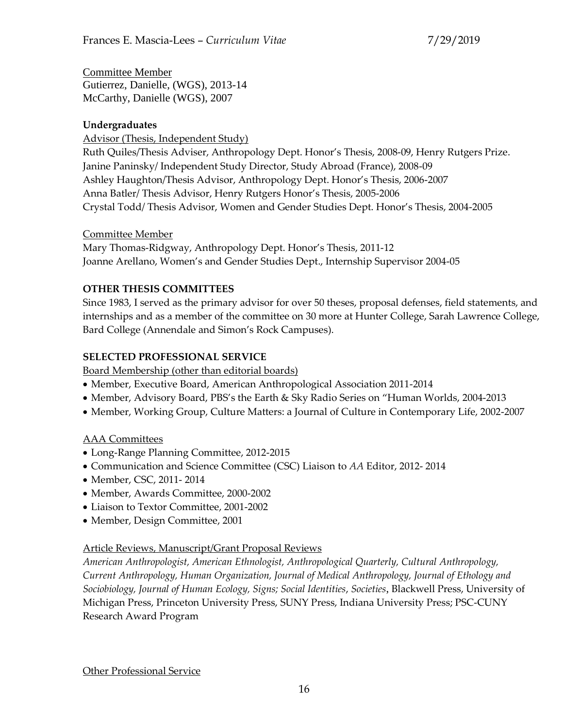Committee Member

Gutierrez, Danielle, (WGS), 2013-14

McCarthy, Danielle (WGS), 2007

**Undergraduates**

Advisor (Thesis, Independent Study)

Ruth Quiles/Thesis Adviser, Anthropology Dept. Honor's Thesis, 2008-09, Henry Rutgers Prize.

Janine Paninsky/ Independent Study Director, Study Abroad (France), 2008-09

Ashley Haughton/Thesis Advisor, Anthropology Dept. Honor's Thesis, 2006-2007

Anna Batler/ Thesis Advisor, Henry Rutgers Honor's Thesis, 2005-2006

Crystal Todd/ Thesis Advisor, Women and Gender Studies Dept. Honor's Thesis, 2004-2005

Committee Member

Mary Thomas-Ridgway, Anthropology Dept. Honor's Thesis, 2011-12

Joanne Arellano, Women's and Gender Studies Dept., Internship Supervisor 2004-05

**OTHER THESIS COMMITTEES**

Since 1983, I served as the primary advisor for over 50 theses, proposal defenses, field statements, and internships and as a member of the committee on 30 more at Hunter College, Sarah Lawrence College, Bard College (Annendale and Simon's Rock Campuses).

**SELECTED PROFESSIONAL SERVICE**

Board Membership (other than editorial boards)

- Member, Executive Board, American Anthropological Association 2011-2014
- Member, Advisory Board, PBS's the Earth & Sky Radio Series on "Human Worlds, 2004-2013
- Member, Working Group, Culture Matters: a Journal of Culture in Contemporary Life, 2002-2007

AAA Committees

- Long-Range Planning Committee, 2012-2015
- Communication and Science Committee (CSC) Liaison to *AA* Editor, 2012- 2014
- Member, CSC, 2011- 2014
- Member, Awards Committee, 2000-2002
- Liaison to Textor Committee, 2001-2002
- Member, Design Committee, 2001

Article Reviews, Manuscript/Grant Proposal Reviews

*American Anthropologist, American Ethnologist, Anthropological Quarterly, Cultural Anthropology, Current Anthropology, Human Organization, Journal of Medical Anthropology, Journal of Ethology and Sociobiology, Journal of Human Ecology, Signs; Social Identities*, *Societies*, Blackwell Press, University of Michigan Press, Princeton University Press, SUNY Press, Indiana University Press; PSC-CUNY Research Award Program

Other Professional Service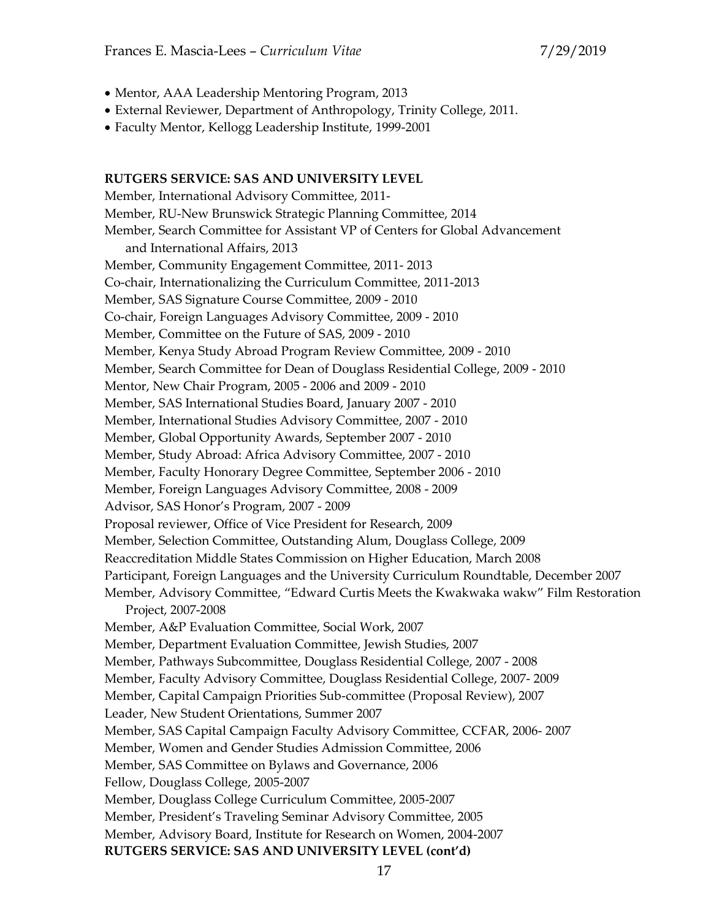- Mentor, AAA Leadership Mentoring Program, 2013
- External Reviewer, Department of Anthropology, Trinity College, 2011.
- Faculty Mentor, Kellogg Leadership Institute, 1999-2001

**RUTGERS SERVICE: SAS AND UNIVERSITY LEVEL**

Member, International Advisory Committee, 2011-
Member, RU-New Brunswick Strategic Planning Committee, 2014
Member, Search Committee for Assistant VP of Centers for Global Advancement and International Affairs, 2013
Member, Community Engagement Committee, 2011- 2013
Co-chair, Internationalizing the Curriculum Committee, 2011-2013
Member, SAS Signature Course Committee, 2009 - 2010
Co-chair, Foreign Languages Advisory Committee, 2009 - 2010
Member, Committee on the Future of SAS, 2009 - 2010
Member, Kenya Study Abroad Program Review Committee, 2009 - 2010
Member, Search Committee for Dean of Douglass Residential College, 2009 - 2010
Mentor, New Chair Program, 2005 - 2006 and 2009 - 2010
Member, SAS International Studies Board, January 2007 - 2010
Member, International Studies Advisory Committee, 2007 - 2010
Member, Global Opportunity Awards, September 2007 - 2010
Member, Study Abroad: Africa Advisory Committee, 2007 - 2010
Member, Faculty Honorary Degree Committee, September 2006 - 2010
Member, Foreign Languages Advisory Committee, 2008 - 2009
Advisor, SAS Honor's Program, 2007 - 2009
Proposal reviewer, Office of Vice President for Research, 2009
Member, Selection Committee, Outstanding Alum, Douglass College, 2009
Reaccreditation Middle States Commission on Higher Education, March 2008
Participant, Foreign Languages and the University Curriculum Roundtable, December 2007
Member, Advisory Committee, "Edward Curtis Meets the Kwakwaka wakw" Film Restoration Project, 2007-2008
Member, A&P Evaluation Committee, Social Work, 2007
Member, Department Evaluation Committee, Jewish Studies, 2007
Member, Pathways Subcommittee, Douglass Residential College, 2007 - 2008
Member, Faculty Advisory Committee, Douglass Residential College, 2007- 2009
Member, Capital Campaign Priorities Sub-committee (Proposal Review), 2007
Leader, New Student Orientations, Summer 2007
Member, SAS Capital Campaign Faculty Advisory Committee, CCFAR, 2006- 2007
Member, Women and Gender Studies Admission Committee, 2006
Member, SAS Committee on Bylaws and Governance, 2006
Fellow, Douglass College, 2005-2007
Member, Douglass College Curriculum Committee, 2005-2007
Member, President's Traveling Seminar Advisory Committee, 2005
Member, Advisory Board, Institute for Research on Women, 2004-2007

**RUTGERS SERVICE: SAS AND UNIVERSITY LEVEL (cont'd)**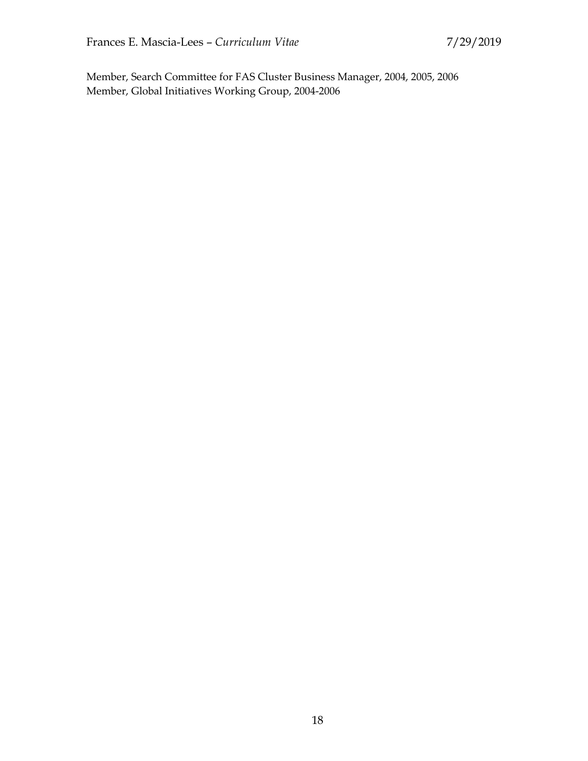Member, Search Committee for FAS Cluster Business Manager, 2004, 2005, 2006
Member, Global Initiatives Working Group, 2004-2006